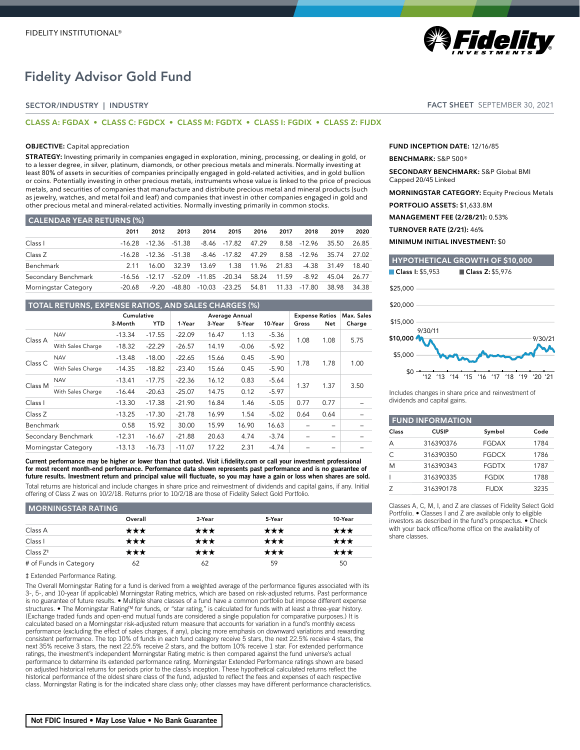FIDELITY INSTITUTIONAL®

# Fidelity Advisor Gold Fund

SECTOR/INDUSTRY | INDUSTRY

**FACT SHEET** SEPTEMBER 30, 2021

**CLASS A: FGDAX • CLASS C: FGDCX • CLASS M: FGDTX • CLASS I: FGDIX • CLASS Z: FIJDX**

**OBJECTIVE:** Capital appreciation

**STRATEGY:** Investing primarily in companies engaged in exploration, mining, processing, or dealing in gold, or to a lesser degree, in silver, platinum, diamonds, or other precious metals and minerals. Normally investing at least 80% of assets in securities of companies principally engaged in gold-related activities, and in gold bullion or coins. Potentially investing in other precious metals, instruments whose value is linked to the price of precious metals, and securities of companies that manufacture and distribute precious metal and mineral products (such as jewelry, watches, and metal foil and leaf) and companies that invest in other companies engaged in gold and other precious metal and mineral-related activities. Normally investing primarily in common stocks.

## CALENDAR YEAR RETURNS (%)

| | 2011 | 2012 | 2013 | 2014 | 2015 | 2016 | 2017 | 2018 | 2019 | 2020 |
|---|---|---|---|---|---|---|---|---|---|---|
| Class I | -16.28 | -12.36 | -51.38 | -8.46 | -17.82 | 47.29 | 8.58 | -12.96 | 35.50 | 26.85 |
| Class Z | -16.28 | -12.36 | -51.38 | -8.46 | -17.82 | 47.29 | 8.58 | -12.96 | 35.74 | 27.02 |
| Benchmark | 2.11 | 16.00 | 32.39 | 13.69 | 1.38 | 11.96 | 21.83 | -4.38 | 31.49 | 18.40 |
| Secondary Benchmark | -16.56 | -12.17 | -52.09 | -11.85 | -20.34 | 58.24 | 11.59 | -8.92 | 45.04 | 26.77 |
| Morningstar Category | -20.68 | -9.20 | -48.80 | -10.03 | -23.25 | 54.81 | 11.33 | -17.80 | 38.98 | 34.38 |

## TOTAL RETURNS, EXPENSE RATIOS, AND SALES CHARGES (%)

| | | Cumulative | | Average Annual | | | | Expense Ratios | | Max. Sales |
|---|---|---|---|---|---|---|---|---|---|---|
| | | 3-Month | YTD | 1-Year | 3-Year | 5-Year | 10-Year | Gross | Net | Charge |
| Class A | NAV | -13.34 | -17.55 | -22.09 | 16.47 | 1.13 | -5.36 | 1.08 | 1.08 | 5.75 |
| | With Sales Charge | -18.32 | -22.29 | -26.57 | 14.19 | -0.06 | -5.92 | | | |
| Class C | NAV | -13.48 | -18.00 | -22.65 | 15.66 | 0.45 | -5.90 | 1.78 | 1.78 | 1.00 |
| | With Sales Charge | -14.35 | -18.82 | -23.40 | 15.66 | 0.45 | -5.90 | | | |
| Class M | NAV | -13.41 | -17.75 | -22.36 | 16.12 | 0.83 | -5.64 | 1.37 | 1.37 | 3.50 |
| | With Sales Charge | -16.44 | -20.63 | -25.07 | 14.75 | 0.12 | -5.97 | | | |
| Class I | | -13.30 | -17.38 | -21.90 | 16.84 | 1.46 | -5.05 | 0.77 | 0.77 | – |
| Class Z | | -13.25 | -17.30 | -21.78 | 16.99 | 1.54 | -5.02 | 0.64 | 0.64 | – |
| Benchmark | | 0.58 | 15.92 | 30.00 | 15.99 | 16.90 | 16.63 | – | – | – |
| Secondary Benchmark | | -12.31 | -16.67 | -21.88 | 20.63 | 4.74 | -3.74 | – | – | – |
| Morningstar Category | | -13.13 | -16.73 | -11.07 | 17.22 | 2.31 | -4.74 | – | – | – |

**Current performance may be higher or lower than that quoted. Visit i.fidelity.com or call your investment professional for most recent month-end performance. Performance data shown represents past performance and is no guarantee of future results. Investment return and principal value will fluctuate, so you may have a gain or loss when shares are sold.**

Total returns are historical and include changes in share price and reinvestment of dividends and capital gains, if any. Initial offering of Class Z was on 10/2/18. Returns prior to 10/2/18 are those of Fidelity Select Gold Portfolio.

## MORNINGSTAR RATING

| | Overall | 3-Year | 5-Year | 10-Year |
|---|---|---|---|---|
| Class A | ★★★ | ★★★ | ★★★ | ★★★ |
| Class I | ★★★ | ★★★ | ★★★ | ★★★ |
| Class Z‡ | ★★★ | ★★★ | ★★★ | ★★★ |
| # of Funds in Category | 62 | 62 | 59 | 50 |

‡ Extended Performance Rating.

The Overall Morningstar Rating for a fund is derived from a weighted average of the performance figures associated with its 3-, 5-, and 10-year (if applicable) Morningstar Rating metrics, which are based on risk-adjusted returns. Past performance is no guarantee of future results. • Multiple share classes of a fund have a common portfolio but impose different expense structures. • The Morningstar Rating™ for funds, or "star rating," is calculated for funds with at least a three-year history. (Exchange traded funds and open-end mutual funds are considered a single population for comparative purposes.) It is calculated based on a Morningstar risk-adjusted return measure that accounts for variation in a fund's monthly excess performance (excluding the effect of sales charges, if any), placing more emphasis on downward variations and rewarding consistent performance. The top 10% of funds in each fund category receive 5 stars, the next 22.5% receive 4 stars, the next 35% receive 3 stars, the next 22.5% receive 2 stars, and the bottom 10% receive 1 star. For extended performance ratings, the investment's independent Morningstar Rating metric is then compared against the fund universe's actual performance to determine its extended performance rating. Morningstar Extended Performance ratings shown are based on adjusted historical returns for periods prior to the class's inception. These hypothetical calculated returns reflect the historical performance of the oldest share class of the fund, adjusted to reflect the fees and expenses of each respective class. Morningstar Rating is for the indicated share class only; other classes may have different performance characteristics.

**FUND INCEPTION DATE:** 12/16/85

**BENCHMARK:** S&P 500®

**SECONDARY BENCHMARK:** S&P Global BMI Capped 20/45 Linked

**MORNINGSTAR CATEGORY:** Equity Precious Metals

**PORTFOLIO ASSETS:** $1,633.8M

**MANAGEMENT FEE (2/28/21):** 0.53%

**TURNOVER RATE (2/21):** 46%

**MINIMUM INITIAL INVESTMENT:** $0

## HYPOTHETICAL GROWTH OF $10,000

**Class I:** $5,953 **Class Z:** $5,976

Includes changes in share price and reinvestment of dividends and capital gains.

## FUND INFORMATION

| Class | CUSIP | Symbol | Code |
|---|---|---|---|
| A | 316390376 | FGDAX | 1784 |
| C | 316390350 | FGDCX | 1786 |
| M | 316390343 | FGDTX | 1787 |
| I | 316390335 | FGDIX | 1788 |
| Z | 316390178 | FIJDX | 3235 |

Classes A, C, M, I, and Z are classes of Fidelity Select Gold Portfolio. • Classes I and Z are available only to eligible investors as described in the fund's prospectus. • Check with your back office/home office on the availability of share classes.

**Not FDIC Insured • May Lose Value • No Bank Guarantee**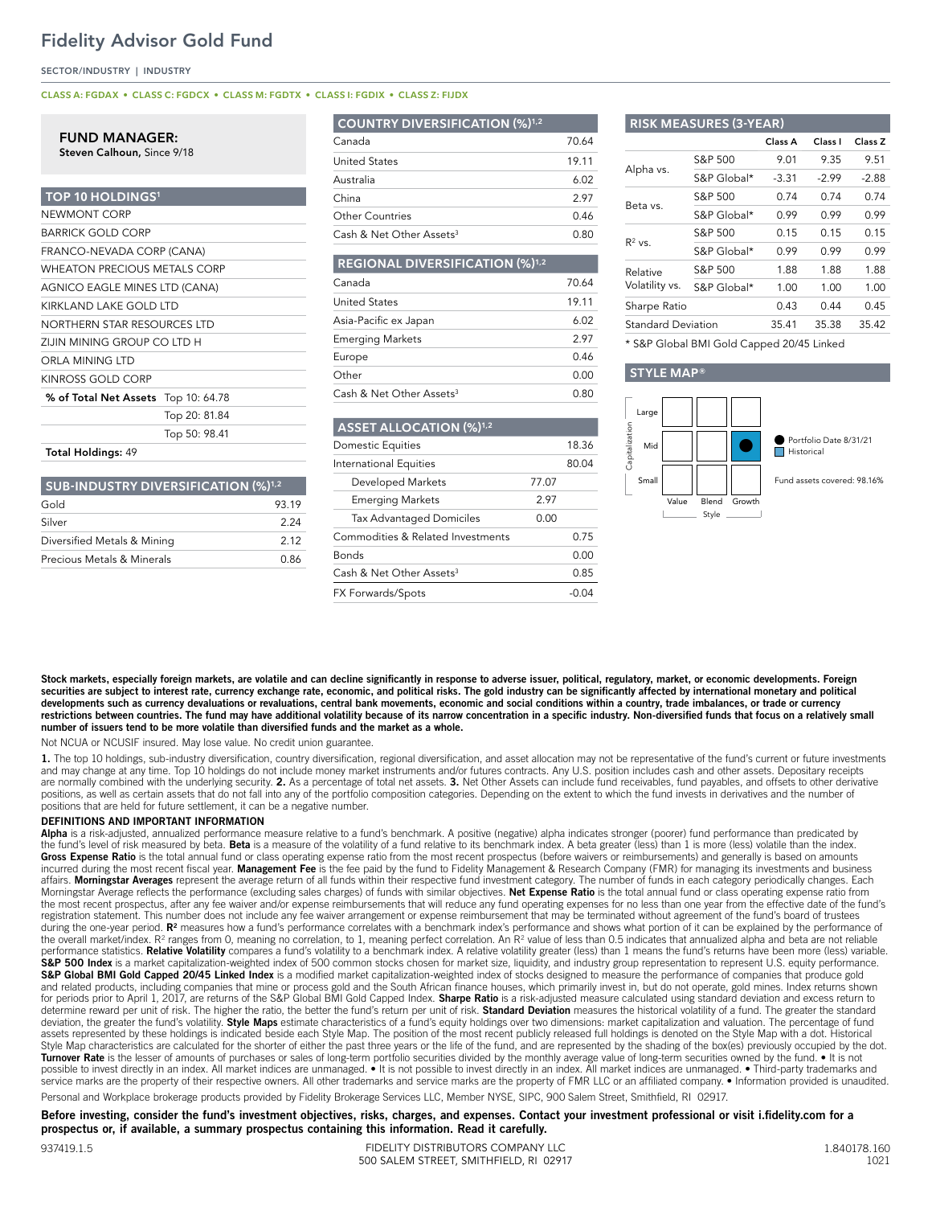# Fidelity Advisor Gold Fund

SECTOR/INDUSTRY | INDUSTRY

CLASS A: FGDAX • CLASS C: FGDCX • CLASS M: FGDTX • CLASS I: FGDIX • CLASS Z: FIJDX

**FUND MANAGER:**
**Steven Calhoun,** Since 9/18

## TOP 10 HOLDINGS[1]

NEWMONT CORP
BARRICK GOLD CORP
FRANCO-NEVADA CORP (CANA)
WHEATON PRECIOUS METALS CORP
AGNICO EAGLE MINES LTD (CANA)
KIRKLAND LAKE GOLD LTD
NORTHERN STAR RESOURCES LTD
ZIJIN MINING GROUP CO LTD H
ORLA MINING LTD
KINROSS GOLD CORP

| | |
|---|---|
| **% of Total Net Assets** | Top 10: 64.78 |
| | Top 20: 81.84 |
| | Top 50: 98.41 |

**Total Holdings:** 49

## SUB-INDUSTRY DIVERSIFICATION (%)[1,2]

| | |
|---|---|
| Gold | 93.19 |
| Silver | 2.24 |
| Diversified Metals & Mining | 2.12 |
| Precious Metals & Minerals | 0.86 |

## COUNTRY DIVERSIFICATION (%)[1,2]

| | |
|---|---|
| Canada | 70.64 |
| United States | 19.11 |
| Australia | 6.02 |
| China | 2.97 |
| Other Countries | 0.46 |
| Cash & Net Other Assets[3] | 0.80 |

## REGIONAL DIVERSIFICATION (%)[1,2]

| | |
|---|---|
| Canada | 70.64 |
| United States | 19.11 |
| Asia-Pacific ex Japan | 6.02 |
| Emerging Markets | 2.97 |
| Europe | 0.46 |
| Other | 0.00 |
| Cash & Net Other Assets[3] | 0.80 |

## ASSET ALLOCATION (%)[1,2]

| | | |
|---|---|---|
| Domestic Equities | | 18.36 |
| International Equities | | 80.04 |
| Developed Markets | 77.07 | |
| Emerging Markets | 2.97 | |
| Tax Advantaged Domiciles | 0.00 | |
| Commodities & Related Investments | | 0.75 |
| Bonds | | 0.00 |
| Cash & Net Other Assets[3] | | 0.85 |
| FX Forwards/Spots | | -0.04 |

## RISK MEASURES (3-YEAR)

| | | Class A | Class I | Class Z |
|---|---|---|---|---|
| Alpha vs. | S&P 500 | 9.01 | 9.35 | 9.51 |
| | S&P Global* | -3.31 | -2.99 | -2.88 |
| Beta vs. | S&P 500 | 0.74 | 0.74 | 0.74 |
| | S&P Global* | 0.99 | 0.99 | 0.99 |
| $R^2$ vs. | S&P 500 | 0.15 | 0.15 | 0.15 |
| | S&P Global* | 0.99 | 0.99 | 0.99 |
| Relative Volatility vs. | S&P 500 | 1.88 | 1.88 | 1.88 |
| | S&P Global* | 1.00 | 1.00 | 1.00 |
| Sharpe Ratio | | 0.43 | 0.44 | 0.45 |
| Standard Deviation | | 35.41 | 35.38 | 35.42 |

\* S&P Global BMI Gold Capped 20/45 Linked

## STYLE MAP®

Large
Mid
Small
Capitalization
Value
Blend
Growth
Style

Portfolio Date 8/31/21
Historical

Fund assets covered: 98.16%

**Stock markets, especially foreign markets, are volatile and can decline significantly in response to adverse issuer, political, regulatory, market, or economic developments. Foreign securities are subject to interest rate, currency exchange rate, economic, and political risks. The gold industry can be significantly affected by international monetary and political developments such as currency devaluations or revaluations, central bank movements, economic and social conditions within a country, trade imbalances, or trade or currency restrictions between countries. The fund may have additional volatility because of its narrow concentration in a specific industry. Non-diversified funds that focus on a relatively small number of issuers tend to be more volatile than the fund and the market as a whole.**

Not NCUA or NCUSIF insured. May lose value. No credit union guarantee.

**1.** The top 10 holdings, sub-industry diversification, country diversification, regional diversification, and asset allocation may not be representative of the fund's current or future investments and may change at any time. Top 10 holdings do not include money market instruments and/or futures contracts. Any U.S. position includes cash and other assets. Depositary receipts are normally combined with the underlying security. **2.** As a percentage of total net assets. **3.** Net Other Assets can include fund receivables, fund payables, and offsets to other derivative positions, as well as certain assets that do not fall into any of the portfolio composition categories. Depending on the extent to which the fund invests in derivatives and the number of positions that are held for future settlement, it can be a negative number.

**DEFINITIONS AND IMPORTANT INFORMATION**

**Alpha** is a risk-adjusted, annualized performance measure relative to a fund's benchmark. A positive (negative) alpha indicates stronger (poorer) fund performance than predicated by the fund's level of risk measured by beta. **Beta** is a measure of the volatility of a fund relative to its benchmark index. A beta greater (less) than 1 is more (less) volatile than the index. **Gross Expense Ratio** is the total annual fund or class operating expense ratio from the most recent prospectus (before waivers or reimbursements) and generally is based on amounts incurred during the most recent fiscal year. **Management Fee** is the fee paid by the fund to Fidelity Management & Research Company (FMR) for managing its investments and business affairs. **Morningstar Averages** represent the average return of all funds within their respective fund investment category. The number of funds in each category periodically changes. Each Morningstar Average reflects the performance (excluding sales charges) of funds with similar objectives. **Net Expense Ratio** is the total annual fund or class operating expense ratio from the most recent prospectus, after any fee waiver and/or expense reimbursements that will reduce any fund operating expenses for no less than one year from the effective date of the fund's registration statement. This number does not include any fee waiver arrangement or expense reimbursement that may be terminated without agreement of the fund's board of trustees during the one-year period. **$R^2$** measures how a fund's performance correlates with a benchmark index's performance and shows what portion of it can be explained by the performance of the overall market/index. $R^2$ ranges from 0, meaning no correlation, to 1, meaning perfect correlation. An $R^2$ value of less than 0.5 indicates that annualized alpha and beta are not reliable performance statistics. **Relative Volatility** compares a fund's volatility to a benchmark index. A relative volatility greater (less) than 1 means the fund's returns have been more (less) variable. **S&P 500 Index** is a market capitalization-weighted index of 500 common stocks chosen for market size, liquidity, and industry group representation to represent U.S. equity performance. **S&P Global BMI Gold Capped 20/45 Linked Index** is a modified market capitalization-weighted index of stocks designed to measure the performance of companies that produce gold and related products, including companies that mine or process gold and the South African finance houses, which primarily invest in, but do not operate, gold mines. Index returns shown for periods prior to April 1, 2017, are returns of the S&P Global BMI Gold Capped Index. **Sharpe Ratio** is a risk-adjusted measure calculated using standard deviation and excess return to determine reward per unit of risk. The higher the ratio, the better the fund's return per unit of risk. **Standard Deviation** measures the historical volatility of a fund. The greater the standard deviation, the greater the fund's volatility. **Style Maps** estimate characteristics of a fund's equity holdings over two dimensions: market capitalization and valuation. The percentage of fund assets represented by these holdings is indicated beside each Style Map. The position of the most recent publicly released full holdings is denoted on the Style Map with a dot. Historical Style Map characteristics are calculated for the shorter of either the past three years or the life of the fund, and are represented by the shading of the box(es) previously occupied by the dot. **Turnover Rate** is the lesser of amounts of purchases or sales of long-term portfolio securities divided by the monthly average value of long-term securities owned by the fund. • It is not possible to invest directly in an index. All market indices are unmanaged. • It is not possible to invest directly in an index. All market indices are unmanaged. • Third-party trademarks and service marks are the property of their respective owners. All other trademarks and service marks are the property of FMR LLC or an affiliated company. • Information provided is unaudited.

Personal and Workplace brokerage products provided by Fidelity Brokerage Services LLC, Member NYSE, SIPC, 900 Salem Street, Smithfield, RI 02917.

**Before investing, consider the fund's investment objectives, risks, charges, and expenses. Contact your investment professional or visit i.fidelity.com for a prospectus or, if available, a summary prospectus containing this information. Read it carefully.**

937419.1.5

FIDELITY DISTRIBUTORS COMPANY LLC
500 SALEM STREET, SMITHFIELD, RI 02917

1.840178.160
1021